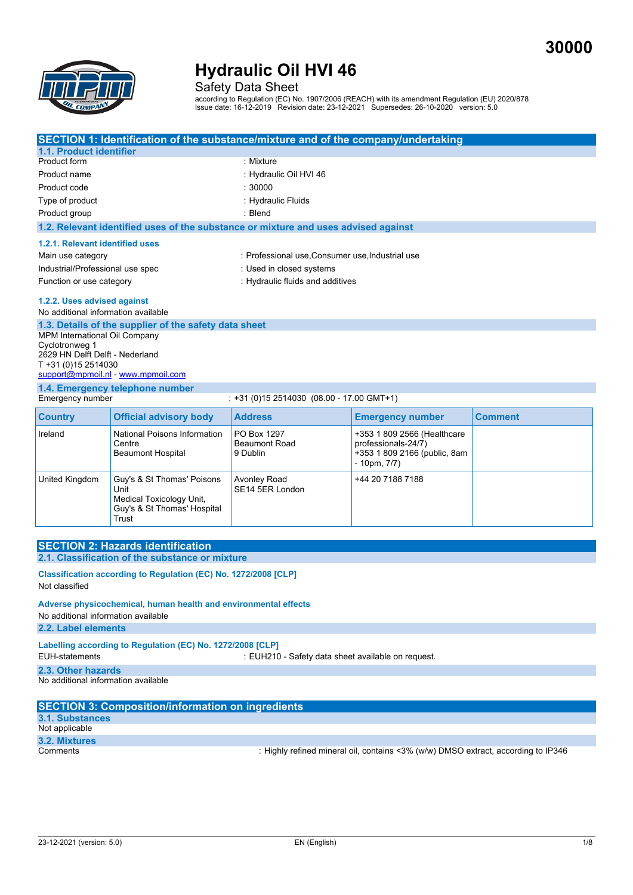30000

# Hydraulic Oil HVI 46

Safety Data Sheet

according to Regulation (EC) No. 1907/2006 (REACH) with its amendment Regulation (EU) 2020/878
Issue date: 16-12-2019 Revision date: 23-12-2021 Supersedes: 26-10-2020 version: 5.0

## SECTION 1: Identification of the substance/mixture and of the company/undertaking

### 1.1. Product identifier

| | |
|---|---|
| Product form | : Mixture |
| Product name | : Hydraulic Oil HVI 46 |
| Product code | : 30000 |
| Type of product | : Hydraulic Fluids |
| Product group | : Blend |

### 1.2. Relevant identified uses of the substance or mixture and uses advised against

#### 1.2.1. Relevant identified uses

| | |
|---|---|
| Main use category | : Professional use,Consumer use,Industrial use |
| Industrial/Professional use spec | : Used in closed systems |
| Function or use category | : Hydraulic fluids and additives |

#### 1.2.2. Uses advised against

No additional information available

### 1.3. Details of the supplier of the safety data sheet

MPM International Oil Company
Cyclotronweg 1
2629 HN Delft Delft - Nederland
T +31 (0)15 2514030
support@mpmoil.nl - www.mpmoil.com

### 1.4. Emergency telephone number

Emergency number : +31 (0)15 2514030 (08.00 - 17.00 GMT+1)

| Country | Official advisory body | Address | Emergency number | Comment |
|---|---|---|---|---|
| Ireland | National Poisons Information Centre<br>Beaumont Hospital | PO Box 1297<br>Beaumont Road<br>9 Dublin | +353 1 809 2566 (Healthcare professionals-24/7)<br>+353 1 809 2166 (public, 8am - 10pm, 7/7) | |
| United Kingdom | Guy's & St Thomas' Poisons Unit<br>Medical Toxicology Unit, Guy's & St Thomas' Hospital Trust | Avonley Road<br>SE14 5ER London | +44 20 7188 7188 | |

## SECTION 2: Hazards identification

### 2.1. Classification of the substance or mixture

**Classification according to Regulation (EC) No. 1272/2008 [CLP]**

Not classified

**Adverse physicochemical, human health and environmental effects**

No additional information available

### 2.2. Label elements

**Labelling according to Regulation (EC) No. 1272/2008 [CLP]**

EUH-statements : EUH210 - Safety data sheet available on request.

### 2.3. Other hazards

No additional information available

## SECTION 3: Composition/information on ingredients

### 3.1. Substances

Not applicable

### 3.2. Mixtures

Comments : Highly refined mineral oil, contains <3% (w/w) DMSO extract, according to IP346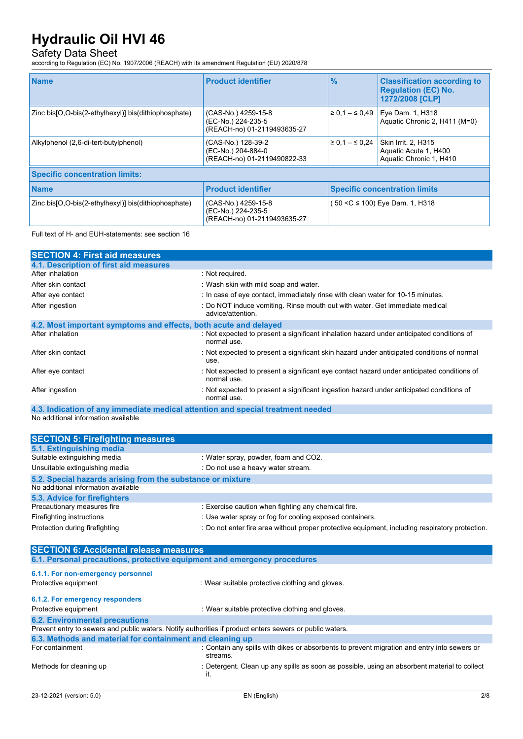| Name | Product identifier | % | Classification according to Regulation (EC) No. 1272/2008 [CLP] |
|---|---|---|---|
| Zinc bis[O,O-bis(2-ethylhexyl)] bis(dithiophosphate) | (CAS-No.) 4259-15-8<br>(EC-No.) 224-235-5<br>(REACH-no) 01-2119493635-27 | ≥ 0,1 – ≤ 0,49 | Eye Dam. 1, H318<br>Aquatic Chronic 2, H411 (M=0) |
| Alkylphenol (2,6-di-tert-butylphenol) | (CAS-No.) 128-39-2<br>(EC-No.) 204-884-0<br>(REACH-no) 01-2119490822-33 | ≥ 0,1 – ≤ 0,24 | Skin Irrit. 2, H315<br>Aquatic Acute 1, H400<br>Aquatic Chronic 1, H410 |

**Specific concentration limits:**

| Name | Product identifier | Specific concentration limits |
|---|---|---|
| Zinc bis[O,O-bis(2-ethylhexyl)] bis(dithiophosphate) | (CAS-No.) 4259-15-8<br>(EC-No.) 224-235-5<br>(REACH-no) 01-2119493635-27 | ( 50 <C ≤ 100) Eye Dam. 1, H318 |

Full text of H- and EUH-statements: see section 16

## SECTION 4: First aid measures

### 4.1. Description of first aid measures

After inhalation : Not required.

After skin contact : Wash skin with mild soap and water.

After eye contact : In case of eye contact, immediately rinse with clean water for 10-15 minutes.

After ingestion : Do NOT induce vomiting. Rinse mouth out with water. Get immediate medical advice/attention.

### 4.2. Most important symptoms and effects, both acute and delayed

After inhalation : Not expected to present a significant inhalation hazard under anticipated conditions of normal use.

After skin contact : Not expected to present a significant skin hazard under anticipated conditions of normal use.

After eye contact : Not expected to present a significant eye contact hazard under anticipated conditions of normal use.

After ingestion : Not expected to present a significant ingestion hazard under anticipated conditions of normal use.

### 4.3. Indication of any immediate medical attention and special treatment needed

No additional information available

## SECTION 5: Firefighting measures

### 5.1. Extinguishing media

Suitable extinguishing media : Water spray, powder, foam and CO2.

Unsuitable extinguishing media : Do not use a heavy water stream.

### 5.2. Special hazards arising from the substance or mixture

No additional information available

### 5.3. Advice for firefighters

Precautionary measures fire : Exercise caution when fighting any chemical fire.

Firefighting instructions : Use water spray or fog for cooling exposed containers.

Protection during firefighting : Do not enter fire area without proper protective equipment, including respiratory protection.

## SECTION 6: Accidental release measures

### 6.1. Personal precautions, protective equipment and emergency procedures

#### 6.1.1. For non-emergency personnel

Protective equipment : Wear suitable protective clothing and gloves.

#### 6.1.2. For emergency responders

Protective equipment : Wear suitable protective clothing and gloves.

### 6.2. Environmental precautions

Prevent entry to sewers and public waters. Notify authorities if product enters sewers or public waters.

### 6.3. Methods and material for containment and cleaning up

For containment : Contain any spills with dikes or absorbents to prevent migration and entry into sewers or streams.

Methods for cleaning up : Detergent. Clean up any spills as soon as possible, using an absorbent material to collect it.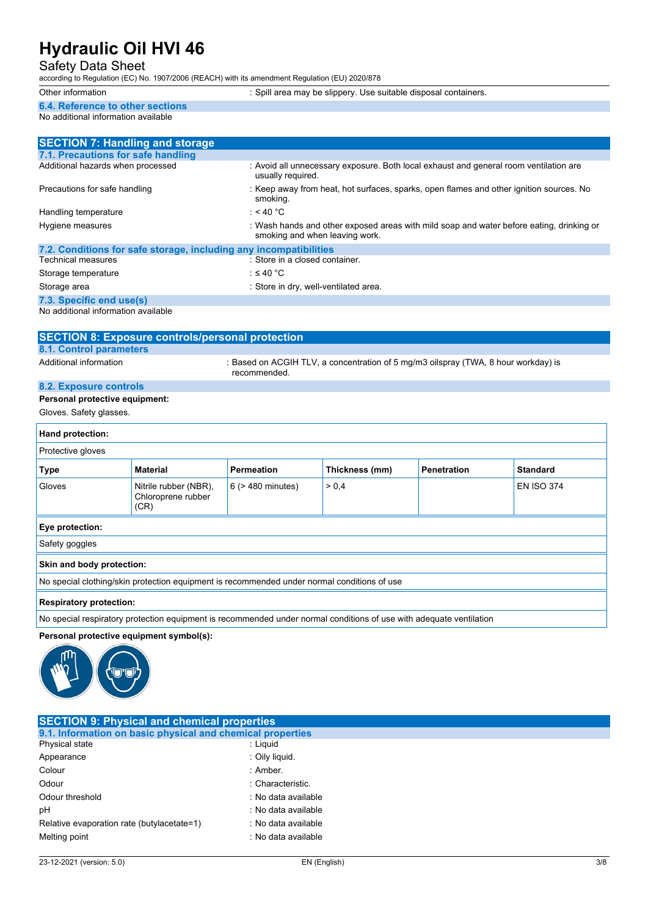Other information : Spill area may be slippery. Use suitable disposal containers.

### 6.4. Reference to other sections

No additional information available

## SECTION 7: Handling and storage

### 7.1. Precautions for safe handling

| | |
|---|---|
| Additional hazards when processed | : Avoid all unnecessary exposure. Both local exhaust and general room ventilation are usually required. |
| Precautions for safe handling | : Keep away from heat, hot surfaces, sparks, open flames and other ignition sources. No smoking. |
| Handling temperature | : < 40 °C |
| Hygiene measures | : Wash hands and other exposed areas with mild soap and water before eating, drinking or smoking and when leaving work. |

### 7.2. Conditions for safe storage, including any incompatibilities

| | |
|---|---|
| Technical measures | : Store in a closed container. |
| Storage temperature | : ≤ 40 °C |
| Storage area | : Store in dry, well-ventilated area. |

### 7.3. Specific end use(s)

No additional information available

## SECTION 8: Exposure controls/personal protection

### 8.1. Control parameters

Additional information : Based on ACGIH TLV, a concentration of 5 mg/m3 oilspray (TWA, 8 hour workday) is recommended.

### 8.2. Exposure controls

**Personal protective equipment:**

Gloves. Safety glasses.

**Hand protection:**

Protective gloves

| Type | Material | Permeation | Thickness (mm) | Penetration | Standard |
|---|---|---|---|---|---|
| Gloves | Nitrile rubber (NBR), Chloroprene rubber (CR) | 6 (> 480 minutes) | > 0,4 | | EN ISO 374 |

**Eye protection:**

Safety goggles

**Skin and body protection:**

No special clothing/skin protection equipment is recommended under normal conditions of use

**Respiratory protection:**

No special respiratory protection equipment is recommended under normal conditions of use with adequate ventilation

**Personal protective equipment symbol(s):**

## SECTION 9: Physical and chemical properties

### 9.1. Information on basic physical and chemical properties

| | |
|---|---|
| Physical state | : Liquid |
| Appearance | : Oily liquid. |
| Colour | : Amber. |
| Odour | : Characteristic. |
| Odour threshold | : No data available |
| pH | : No data available |
| Relative evaporation rate (butylacetate=1) | : No data available |
| Melting point | : No data available |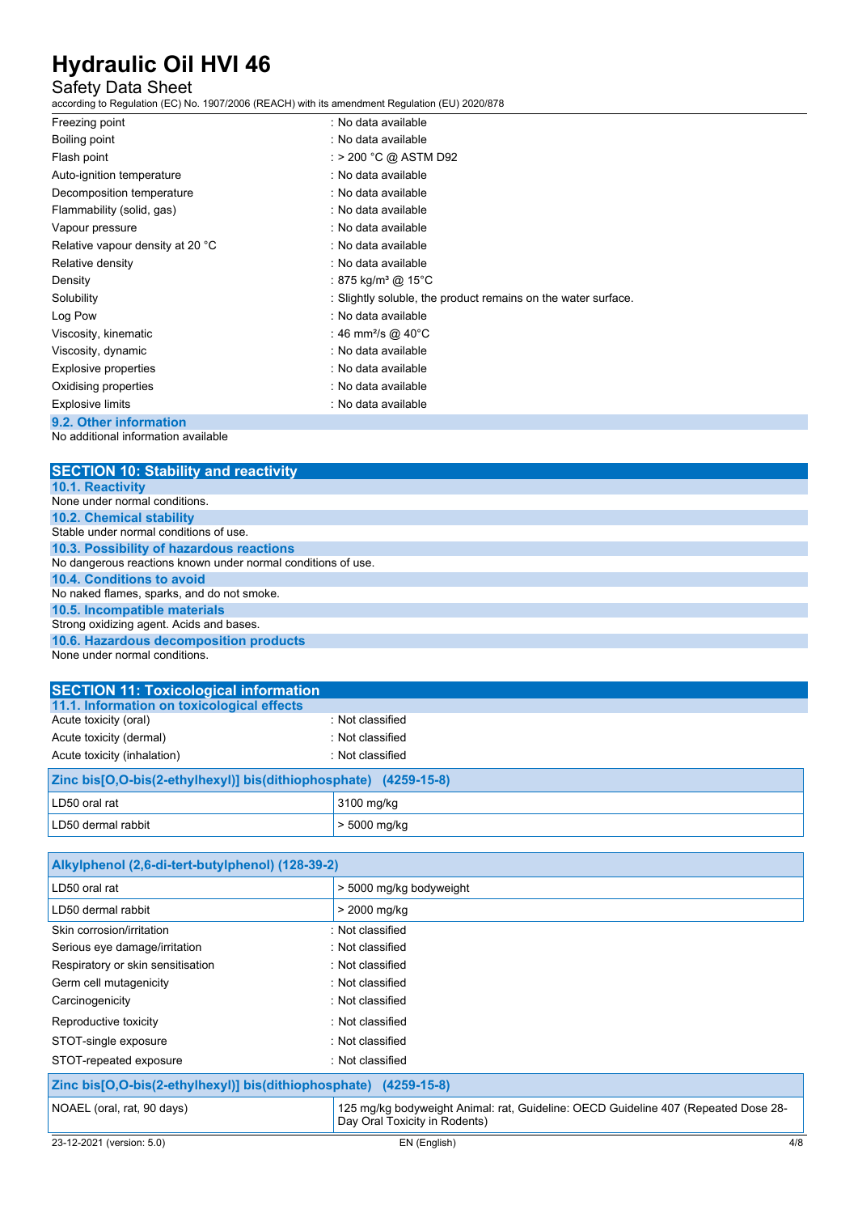| | |
|---|---|
| Freezing point | : No data available |
| Boiling point | : No data available |
| Flash point | : > 200 °C @ ASTM D92 |
| Auto-ignition temperature | : No data available |
| Decomposition temperature | : No data available |
| Flammability (solid, gas) | : No data available |
| Vapour pressure | : No data available |
| Relative vapour density at 20 °C | : No data available |
| Relative density | : No data available |
| Density | : 875 kg/m³ @ 15°C |
| Solubility | : Slightly soluble, the product remains on the water surface. |
| Log Pow | : No data available |
| Viscosity, kinematic | : 46 mm²/s @ 40°C |
| Viscosity, dynamic | : No data available |
| Explosive properties | : No data available |
| Oxidising properties | : No data available |
| Explosive limits | : No data available |

### 9.2. Other information

No additional information available

## SECTION 10: Stability and reactivity

### 10.1. Reactivity

None under normal conditions.

### 10.2. Chemical stability

Stable under normal conditions of use.

### 10.3. Possibility of hazardous reactions

No dangerous reactions known under normal conditions of use.

### 10.4. Conditions to avoid

No naked flames, sparks, and do not smoke.

### 10.5. Incompatible materials

Strong oxidizing agent. Acids and bases.

### 10.6. Hazardous decomposition products

None under normal conditions.

## SECTION 11: Toxicological information

### 11.1. Information on toxicological effects

| | |
|---|---|
| Acute toxicity (oral) | : Not classified |
| Acute toxicity (dermal) | : Not classified |
| Acute toxicity (inhalation) | : Not classified |

| Zinc bis[O,O-bis(2-ethylhexyl)] bis(dithiophosphate) (4259-15-8) | |
|---|---|
| LD50 oral rat | 3100 mg/kg |
| LD50 dermal rabbit | > 5000 mg/kg |

| Alkylphenol (2,6-di-tert-butylphenol) (128-39-2) | |
|---|---|
| LD50 oral rat | > 5000 mg/kg bodyweight |
| LD50 dermal rabbit | > 2000 mg/kg |

| | |
|---|---|
| Skin corrosion/irritation | : Not classified |
| Serious eye damage/irritation | : Not classified |
| Respiratory or skin sensitisation | : Not classified |
| Germ cell mutagenicity | : Not classified |
| Carcinogenicity | : Not classified |
| Reproductive toxicity | : Not classified |
| STOT-single exposure | : Not classified |
| STOT-repeated exposure | : Not classified |

| Zinc bis[O,O-bis(2-ethylhexyl)] bis(dithiophosphate) (4259-15-8) | |
|---|---|
| NOAEL (oral, rat, 90 days) | 125 mg/kg bodyweight Animal: rat, Guideline: OECD Guideline 407 (Repeated Dose 28-Day Oral Toxicity in Rodents) |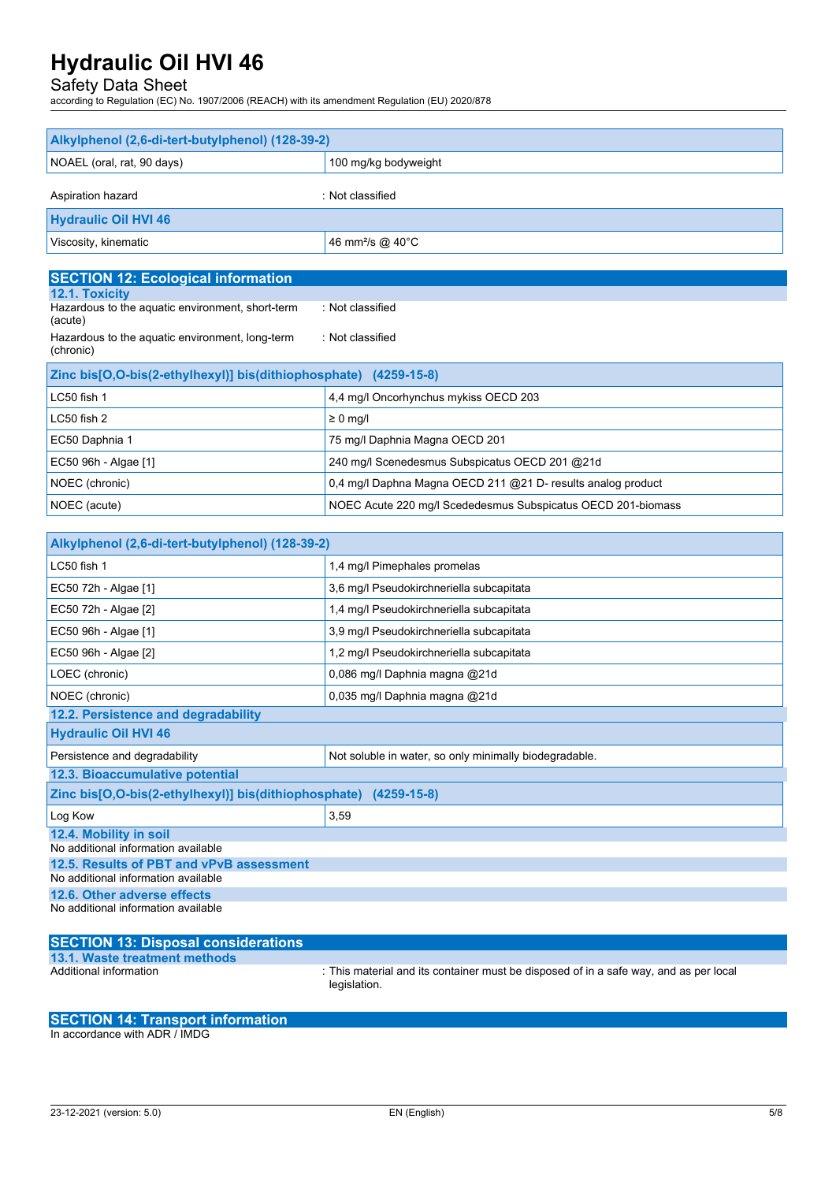| Alkylphenol (2,6-di-tert-butylphenol) (128-39-2) | |
|---|---|
| NOAEL (oral, rat, 90 days) | 100 mg/kg bodyweight |

Aspiration hazard : Not classified

| Hydraulic Oil HVI 46 | |
|---|---|
| Viscosity, kinematic | 46 mm²/s @ 40°C |

## SECTION 12: Ecological information

### 12.1. Toxicity

Hazardous to the aquatic environment, short-term (acute) : Not classified

Hazardous to the aquatic environment, long-term (chronic) : Not classified

| Zinc bis[O,O-bis(2-ethylhexyl)] bis(dithiophosphate) (4259-15-8) | |
|---|---|
| LC50 fish 1 | 4,4 mg/l Oncorhynchus mykiss OECD 203 |
| LC50 fish 2 | ≥ 0 mg/l |
| EC50 Daphnia 1 | 75 mg/l Daphnia Magna OECD 201 |
| EC50 96h - Algae [1] | 240 mg/l Scenedesmus Subspicatus OECD 201 @21d |
| NOEC (chronic) | 0,4 mg/l Daphna Magna OECD 211 @21 D- results analog product |
| NOEC (acute) | NOEC Acute 220 mg/l Scededesmus Subspicatus OECD 201-biomass |

| Alkylphenol (2,6-di-tert-butylphenol) (128-39-2) | |
|---|---|
| LC50 fish 1 | 1,4 mg/l Pimephales promelas |
| EC50 72h - Algae [1] | 3,6 mg/l Pseudokirchneriella subcapitata |
| EC50 72h - Algae [2] | 1,4 mg/l Pseudokirchneriella subcapitata |
| EC50 96h - Algae [1] | 3,9 mg/l Pseudokirchneriella subcapitata |
| EC50 96h - Algae [2] | 1,2 mg/l Pseudokirchneriella subcapitata |
| LOEC (chronic) | 0,086 mg/l Daphnia magna @21d |
| NOEC (chronic) | 0,035 mg/l Daphnia magna @21d |

### 12.2. Persistence and degradability

| Hydraulic Oil HVI 46 | |
|---|---|
| Persistence and degradability | Not soluble in water, so only minimally biodegradable. |

### 12.3. Bioaccumulative potential

| Zinc bis[O,O-bis(2-ethylhexyl)] bis(dithiophosphate) (4259-15-8) | |
|---|---|
| Log Kow | 3,59 |

### 12.4. Mobility in soil

No additional information available

### 12.5. Results of PBT and vPvB assessment

No additional information available

### 12.6. Other adverse effects

No additional information available

## SECTION 13: Disposal considerations

### 13.1. Waste treatment methods

Additional information : This material and its container must be disposed of in a safe way, and as per local legislation.

## SECTION 14: Transport information

In accordance with ADR / IMDG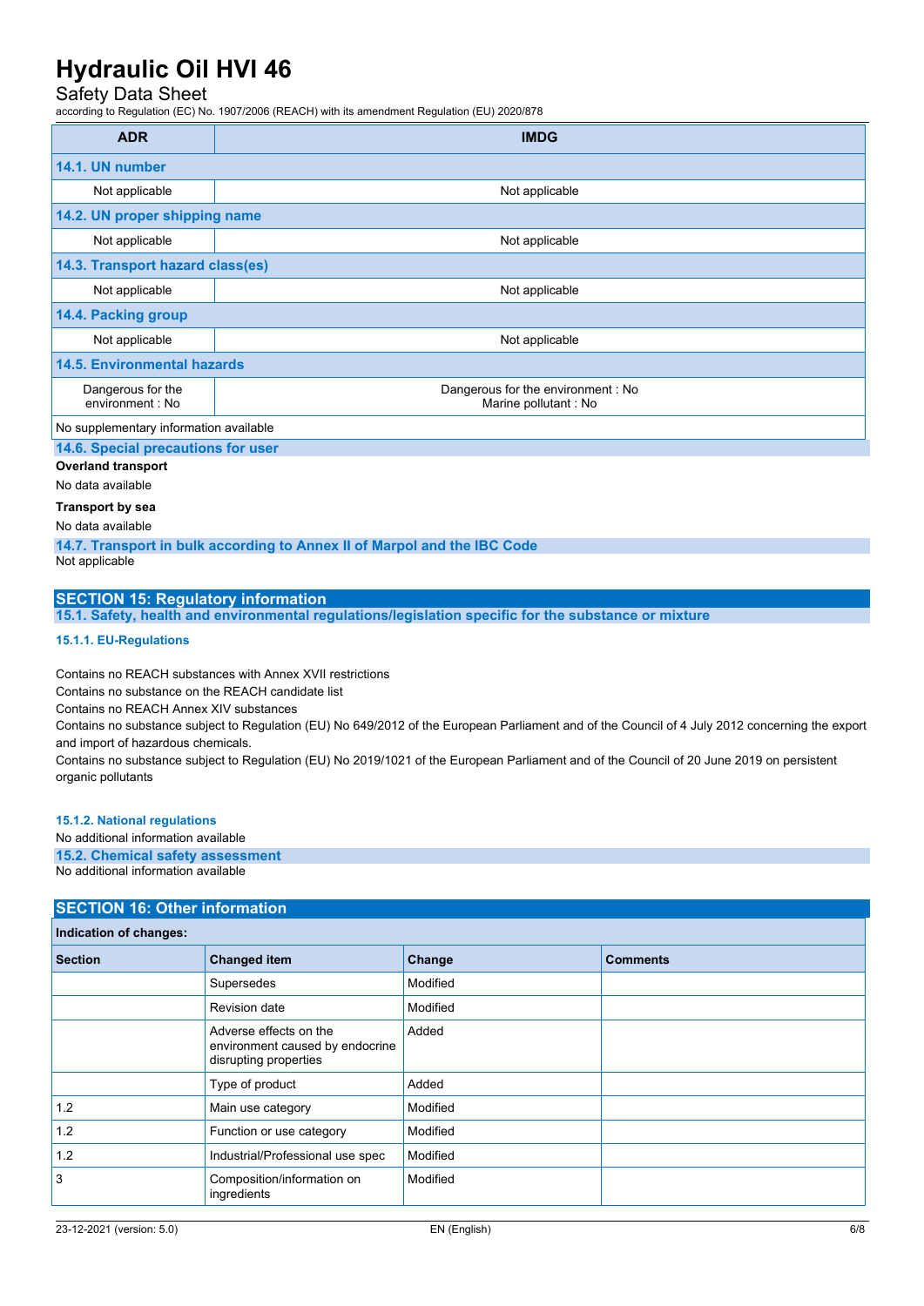| ADR | IMDG |
|---|---|
| **14.1. UN number** | |
| Not applicable | Not applicable |
| **14.2. UN proper shipping name** | |
| Not applicable | Not applicable |
| **14.3. Transport hazard class(es)** | |
| Not applicable | Not applicable |
| **14.4. Packing group** | |
| Not applicable | Not applicable |
| **14.5. Environmental hazards** | |
| Dangerous for the environment : No | Dangerous for the environment : No<br>Marine pollutant : No |
| No supplementary information available | |

### 14.6. Special precautions for user

**Overland transport**

No data available

**Transport by sea**

No data available

### 14.7. Transport in bulk according to Annex II of Marpol and the IBC Code

Not applicable

## SECTION 15: Regulatory information

### 15.1. Safety, health and environmental regulations/legislation specific for the substance or mixture

#### 15.1.1. EU-Regulations

Contains no REACH substances with Annex XVII restrictions

Contains no substance on the REACH candidate list

Contains no REACH Annex XIV substances

Contains no substance subject to Regulation (EU) No 649/2012 of the European Parliament and of the Council of 4 July 2012 concerning the export and import of hazardous chemicals.

Contains no substance subject to Regulation (EU) No 2019/1021 of the European Parliament and of the Council of 20 June 2019 on persistent organic pollutants

#### 15.1.2. National regulations

No additional information available

### 15.2. Chemical safety assessment

No additional information available

## SECTION 16: Other information

**Indication of changes:**

| Section | Changed item | Change | Comments |
|---|---|---|---|
| | Supersedes | Modified | |
| | Revision date | Modified | |
| | Adverse effects on the environment caused by endocrine disrupting properties | Added | |
| | Type of product | Added | |
| 1.2 | Main use category | Modified | |
| 1.2 | Function or use category | Modified | |
| 1.2 | Industrial/Professional use spec | Modified | |
| 3 | Composition/information on ingredients | Modified | |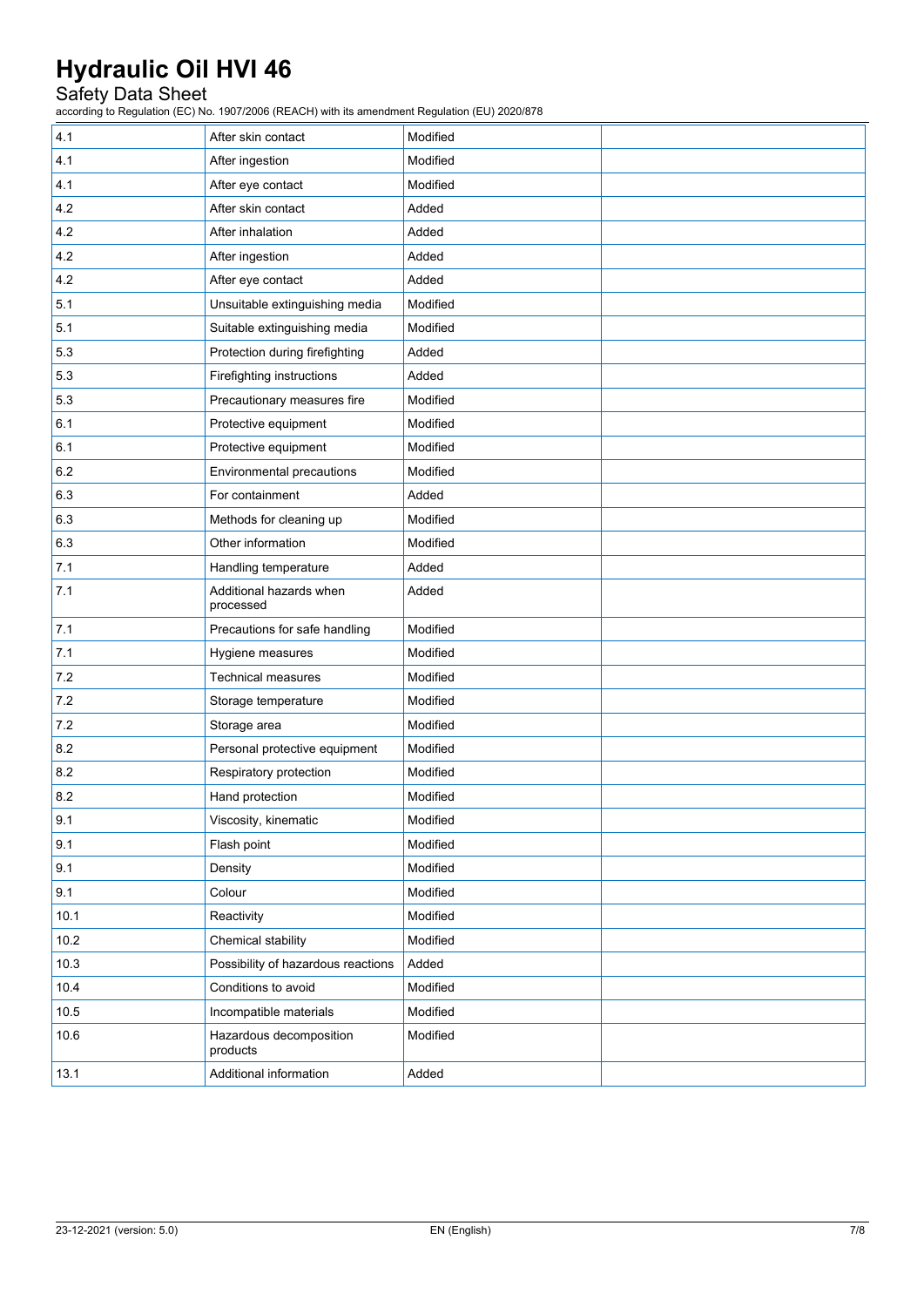| | | | |
|---|---|---|---|
| 4.1 | After skin contact | Modified | |
| 4.1 | After ingestion | Modified | |
| 4.1 | After eye contact | Modified | |
| 4.2 | After skin contact | Added | |
| 4.2 | After inhalation | Added | |
| 4.2 | After ingestion | Added | |
| 4.2 | After eye contact | Added | |
| 5.1 | Unsuitable extinguishing media | Modified | |
| 5.1 | Suitable extinguishing media | Modified | |
| 5.3 | Protection during firefighting | Added | |
| 5.3 | Firefighting instructions | Added | |
| 5.3 | Precautionary measures fire | Modified | |
| 6.1 | Protective equipment | Modified | |
| 6.1 | Protective equipment | Modified | |
| 6.2 | Environmental precautions | Modified | |
| 6.3 | For containment | Added | |
| 6.3 | Methods for cleaning up | Modified | |
| 6.3 | Other information | Modified | |
| 7.1 | Handling temperature | Added | |
| 7.1 | Additional hazards when processed | Added | |
| 7.1 | Precautions for safe handling | Modified | |
| 7.1 | Hygiene measures | Modified | |
| 7.2 | Technical measures | Modified | |
| 7.2 | Storage temperature | Modified | |
| 7.2 | Storage area | Modified | |
| 8.2 | Personal protective equipment | Modified | |
| 8.2 | Respiratory protection | Modified | |
| 8.2 | Hand protection | Modified | |
| 9.1 | Viscosity, kinematic | Modified | |
| 9.1 | Flash point | Modified | |
| 9.1 | Density | Modified | |
| 9.1 | Colour | Modified | |
| 10.1 | Reactivity | Modified | |
| 10.2 | Chemical stability | Modified | |
| 10.3 | Possibility of hazardous reactions | Added | |
| 10.4 | Conditions to avoid | Modified | |
| 10.5 | Incompatible materials | Modified | |
| 10.6 | Hazardous decomposition products | Modified | |
| 13.1 | Additional information | Added | |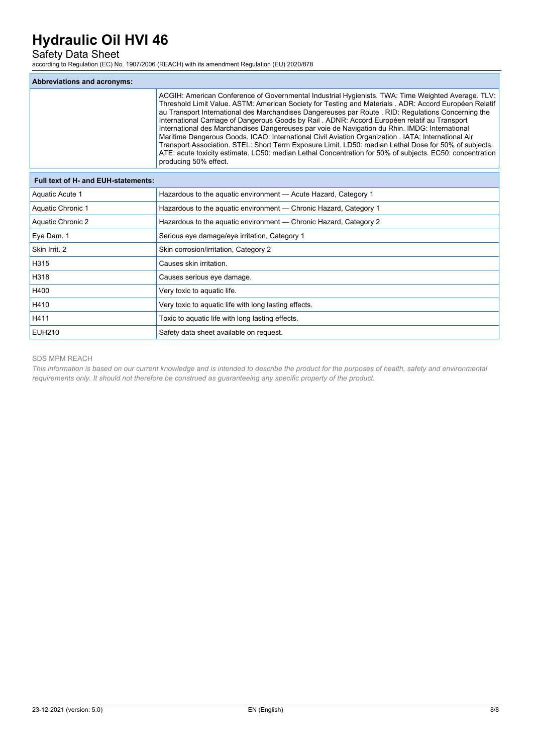| Abbreviations and acronyms: | |
|---|---|
| | ACGIH: American Conference of Governmental Industrial Hygienists. TWA: Time Weighted Average. TLV: Threshold Limit Value. ASTM: American Society for Testing and Materials . ADR: Accord Européen Relatif au Transport International des Marchandises Dangereuses par Route . RID: Regulations Concerning the International Carriage of Dangerous Goods by Rail . ADNR: Accord Européen relatif au Transport International des Marchandises Dangereuses par voie de Navigation du Rhin. IMDG: International Maritime Dangerous Goods. ICAO: International Civil Aviation Organization . IATA: International Air Transport Association. STEL: Short Term Exposure Limit. LD50: median Lethal Dose for 50% of subjects. ATE: acute toxicity estimate. LC50: median Lethal Concentration for 50% of subjects. EC50: concentration producing 50% effect. |

| Full text of H- and EUH-statements: | |
|---|---|
| Aquatic Acute 1 | Hazardous to the aquatic environment — Acute Hazard, Category 1 |
| Aquatic Chronic 1 | Hazardous to the aquatic environment — Chronic Hazard, Category 1 |
| Aquatic Chronic 2 | Hazardous to the aquatic environment — Chronic Hazard, Category 2 |
| Eye Dam. 1 | Serious eye damage/eye irritation, Category 1 |
| Skin Irrit. 2 | Skin corrosion/irritation, Category 2 |
| H315 | Causes skin irritation. |
| H318 | Causes serious eye damage. |
| H400 | Very toxic to aquatic life. |
| H410 | Very toxic to aquatic life with long lasting effects. |
| H411 | Toxic to aquatic life with long lasting effects. |
| EUH210 | Safety data sheet available on request. |

SDS MPM REACH

*This information is based on our current knowledge and is intended to describe the product for the purposes of health, safety and environmental requirements only. It should not therefore be construed as guaranteeing any specific property of the product.*